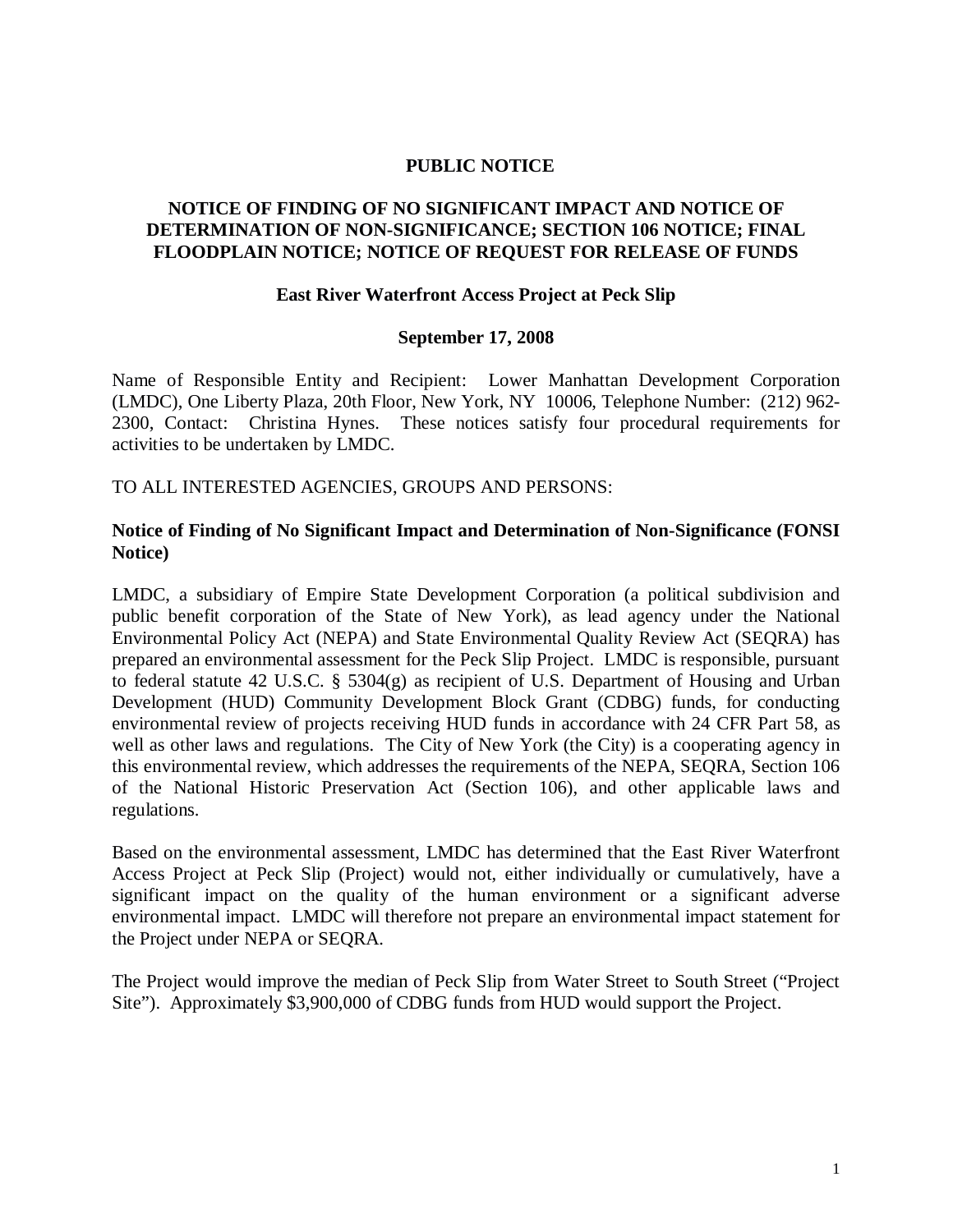# PUBLIC NOTICE

## NOTICE OF FINDING OF NO SIGNIFICANT IMPACT AND NOTICE OF DETERMINATION OF NON-SIGNIFICANCE; SECTION 106 NOTICE; FINAL FLOODPLAIN NOTICE; NOTICE OF REQUEST FOR RELEASE OF FUNDS

### East River Waterfront Access Project at Peck Slip

### September 17, 2008

Name of Responsible Entity and Recipient: Lower Manhattan Development Corporation (LMDC), One Liberty Plaza, 20th Floor, New York, NY 10006, Telephone Number: (212) 962-2300, Contact: Christina Hynes. These notices satisfy four procedural requirements for activities to be undertaken by LMDC.

TO ALL INTERESTED AGENCIES, GROUPS AND PERSONS:

**Notice of Finding of No Significant Impact and Determination of Non-Significance (FONSI Notice)**

LMDC, a subsidiary of Empire State Development Corporation (a political subdivision and public benefit corporation of the State of New York), as lead agency under the National Environmental Policy Act (NEPA) and State Environmental Quality Review Act (SEQRA) has prepared an environmental assessment for the Peck Slip Project. LMDC is responsible, pursuant to federal statute 42 U.S.C. § 5304(g) as recipient of U.S. Department of Housing and Urban Development (HUD) Community Development Block Grant (CDBG) funds, for conducting environmental review of projects receiving HUD funds in accordance with 24 CFR Part 58, as well as other laws and regulations. The City of New York (the City) is a cooperating agency in this environmental review, which addresses the requirements of the NEPA, SEQRA, Section 106 of the National Historic Preservation Act (Section 106), and other applicable laws and regulations.

Based on the environmental assessment, LMDC has determined that the East River Waterfront Access Project at Peck Slip (Project) would not, either individually or cumulatively, have a significant impact on the quality of the human environment or a significant adverse environmental impact. LMDC will therefore not prepare an environmental impact statement for the Project under NEPA or SEQRA.

The Project would improve the median of Peck Slip from Water Street to South Street ("Project Site"). Approximately $3,900,000 of CDBG funds from HUD would support the Project.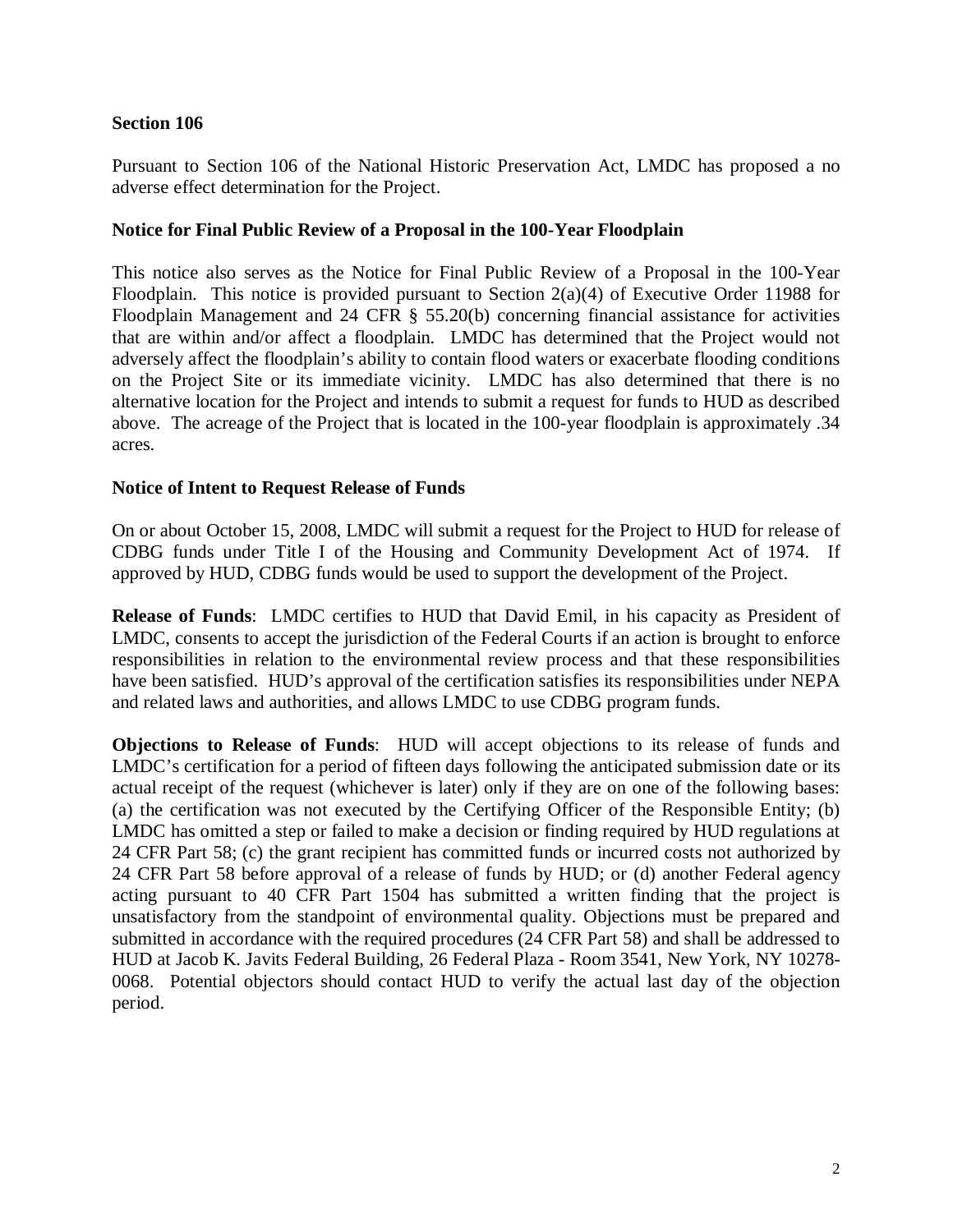**Section 106**

Pursuant to Section 106 of the National Historic Preservation Act, LMDC has proposed a no adverse effect determination for the Project.

**Notice for Final Public Review of a Proposal in the 100-Year Floodplain**

This notice also serves as the Notice for Final Public Review of a Proposal in the 100-Year Floodplain. This notice is provided pursuant to Section 2(a)(4) of Executive Order 11988 for Floodplain Management and 24 CFR § 55.20(b) concerning financial assistance for activities that are within and/or affect a floodplain. LMDC has determined that the Project would not adversely affect the floodplain's ability to contain flood waters or exacerbate flooding conditions on the Project Site or its immediate vicinity. LMDC has also determined that there is no alternative location for the Project and intends to submit a request for funds to HUD as described above. The acreage of the Project that is located in the 100-year floodplain is approximately .34 acres.

**Notice of Intent to Request Release of Funds**

On or about October 15, 2008, LMDC will submit a request for the Project to HUD for release of CDBG funds under Title I of the Housing and Community Development Act of 1974. If approved by HUD, CDBG funds would be used to support the development of the Project.

**Release of Funds**: LMDC certifies to HUD that David Emil, in his capacity as President of LMDC, consents to accept the jurisdiction of the Federal Courts if an action is brought to enforce responsibilities in relation to the environmental review process and that these responsibilities have been satisfied. HUD's approval of the certification satisfies its responsibilities under NEPA and related laws and authorities, and allows LMDC to use CDBG program funds.

**Objections to Release of Funds**: HUD will accept objections to its release of funds and LMDC's certification for a period of fifteen days following the anticipated submission date or its actual receipt of the request (whichever is later) only if they are on one of the following bases: (a) the certification was not executed by the Certifying Officer of the Responsible Entity; (b) LMDC has omitted a step or failed to make a decision or finding required by HUD regulations at 24 CFR Part 58; (c) the grant recipient has committed funds or incurred costs not authorized by 24 CFR Part 58 before approval of a release of funds by HUD; or (d) another Federal agency acting pursuant to 40 CFR Part 1504 has submitted a written finding that the project is unsatisfactory from the standpoint of environmental quality. Objections must be prepared and submitted in accordance with the required procedures (24 CFR Part 58) and shall be addressed to HUD at Jacob K. Javits Federal Building, 26 Federal Plaza - Room 3541, New York, NY 10278-0068. Potential objectors should contact HUD to verify the actual last day of the objection period.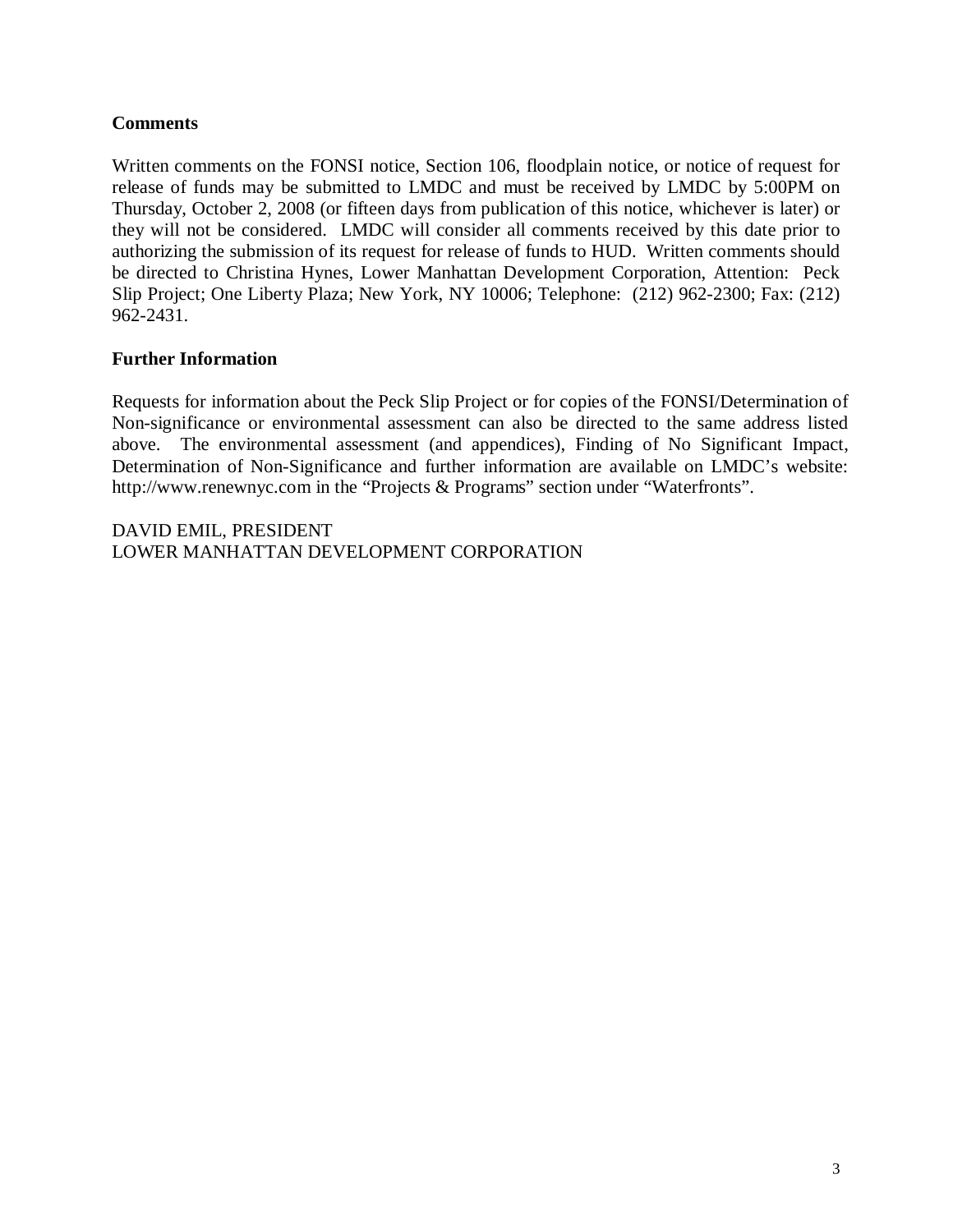**Comments**

Written comments on the FONSI notice, Section 106, floodplain notice, or notice of request for release of funds may be submitted to LMDC and must be received by LMDC by 5:00PM on Thursday, October 2, 2008 (or fifteen days from publication of this notice, whichever is later) or they will not be considered. LMDC will consider all comments received by this date prior to authorizing the submission of its request for release of funds to HUD. Written comments should be directed to Christina Hynes, Lower Manhattan Development Corporation, Attention: Peck Slip Project; One Liberty Plaza; New York, NY 10006; Telephone: (212) 962-2300; Fax: (212) 962-2431.

**Further Information**

Requests for information about the Peck Slip Project or for copies of the FONSI/Determination of Non-significance or environmental assessment can also be directed to the same address listed above. The environmental assessment (and appendices), Finding of No Significant Impact, Determination of Non-Significance and further information are available on LMDC's website: http://www.renewnyc.com in the "Projects & Programs" section under "Waterfronts".

DAVID EMIL, PRESIDENT
LOWER MANHATTAN DEVELOPMENT CORPORATION